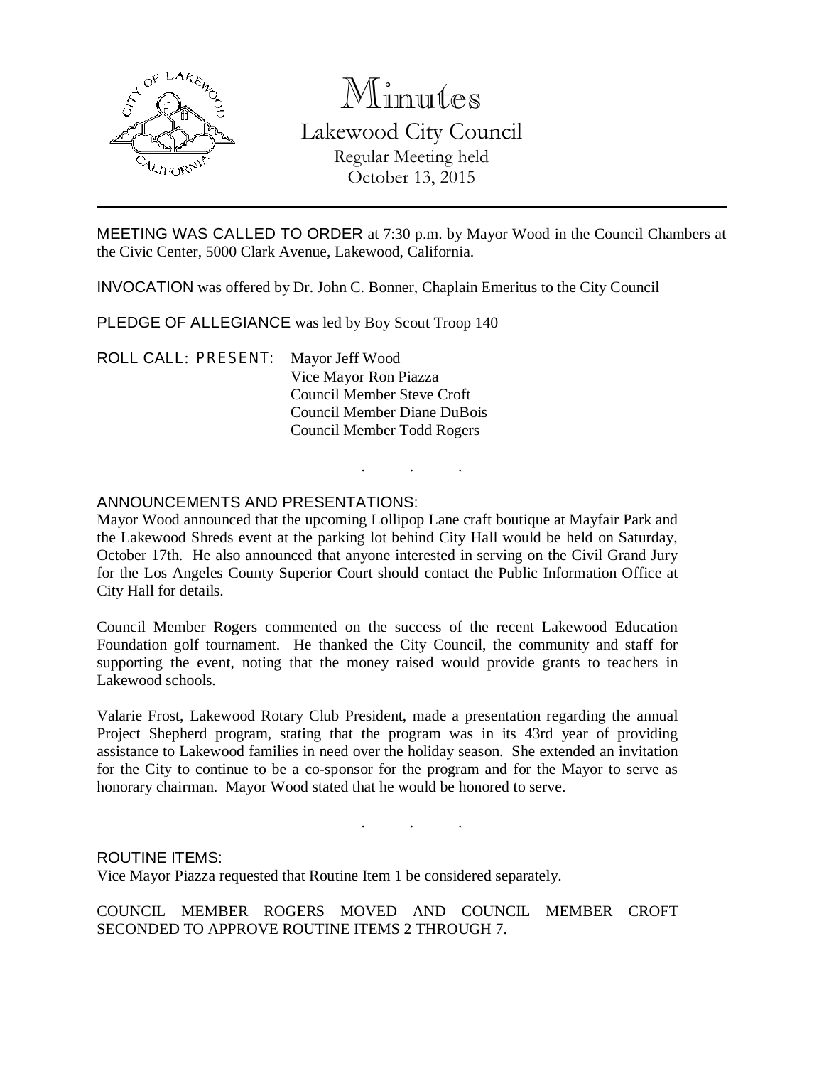# Minutes

## Lakewood City Council

Regular Meeting held
October 13, 2015

MEETING WAS CALLED TO ORDER at 7:30 p.m. by Mayor Wood in the Council Chambers at the Civic Center, 5000 Clark Avenue, Lakewood, California.

INVOCATION was offered by Dr. John C. Bonner, Chaplain Emeritus to the City Council

PLEDGE OF ALLEGIANCE was led by Boy Scout Troop 140

ROLL CALL: PRESENT:
Mayor Jeff Wood
Vice Mayor Ron Piazza
Council Member Steve Croft
Council Member Diane DuBois
Council Member Todd Rogers

. . .

ANNOUNCEMENTS AND PRESENTATIONS:

Mayor Wood announced that the upcoming Lollipop Lane craft boutique at Mayfair Park and the Lakewood Shreds event at the parking lot behind City Hall would be held on Saturday, October 17th. He also announced that anyone interested in serving on the Civil Grand Jury for the Los Angeles County Superior Court should contact the Public Information Office at City Hall for details.

Council Member Rogers commented on the success of the recent Lakewood Education Foundation golf tournament. He thanked the City Council, the community and staff for supporting the event, noting that the money raised would provide grants to teachers in Lakewood schools.

Valarie Frost, Lakewood Rotary Club President, made a presentation regarding the annual Project Shepherd program, stating that the program was in its 43rd year of providing assistance to Lakewood families in need over the holiday season. She extended an invitation for the City to continue to be a co-sponsor for the program and for the Mayor to serve as honorary chairman. Mayor Wood stated that he would be honored to serve.

. . .

ROUTINE ITEMS:

Vice Mayor Piazza requested that Routine Item 1 be considered separately.

COUNCIL MEMBER ROGERS MOVED AND COUNCIL MEMBER CROFT SECONDED TO APPROVE ROUTINE ITEMS 2 THROUGH 7.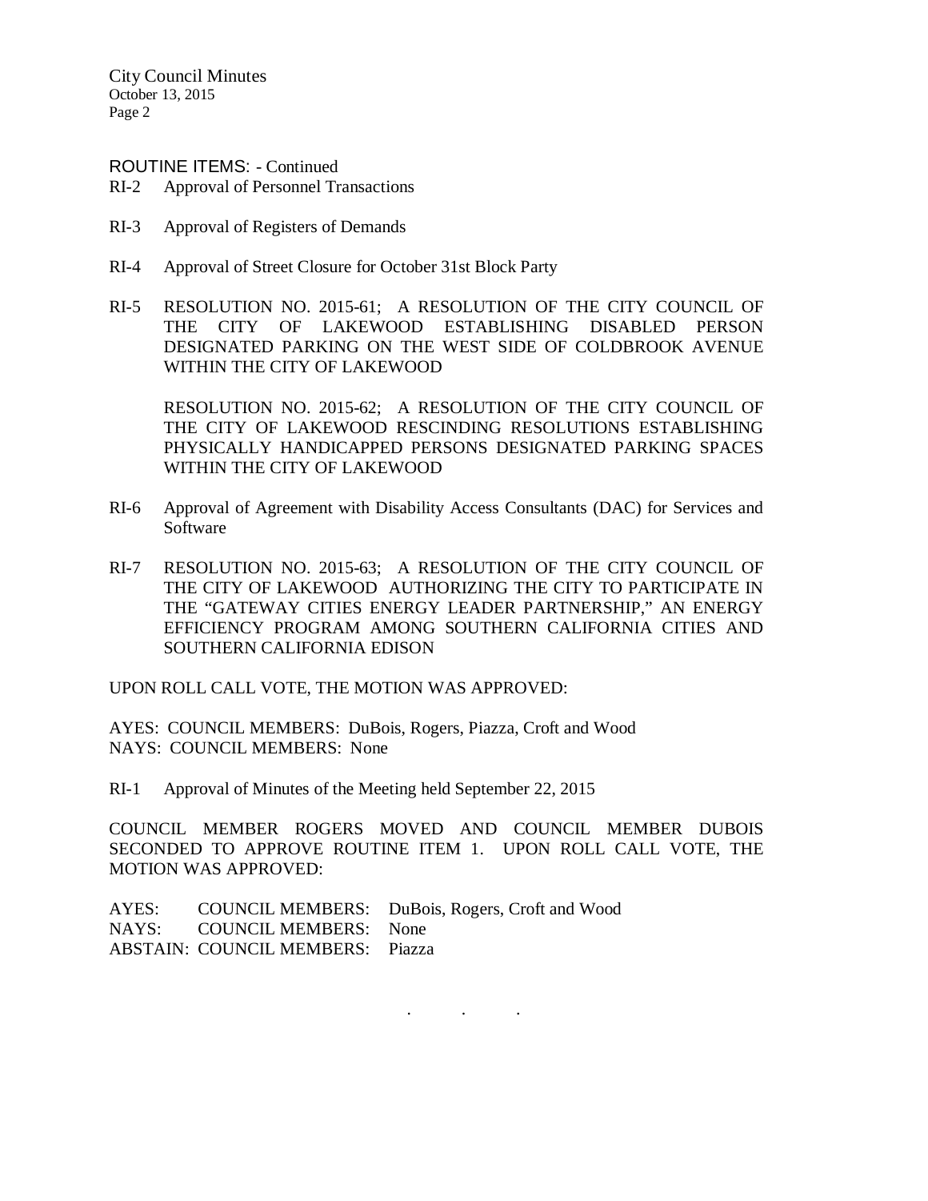ROUTINE ITEMS: - Continued

RI-2 Approval of Personnel Transactions

RI-3 Approval of Registers of Demands

RI-4 Approval of Street Closure for October 31st Block Party

RI-5 RESOLUTION NO. 2015-61; A RESOLUTION OF THE CITY COUNCIL OF THE CITY OF LAKEWOOD ESTABLISHING DISABLED PERSON DESIGNATED PARKING ON THE WEST SIDE OF COLDBROOK AVENUE WITHIN THE CITY OF LAKEWOOD

RESOLUTION NO. 2015-62; A RESOLUTION OF THE CITY COUNCIL OF THE CITY OF LAKEWOOD RESCINDING RESOLUTIONS ESTABLISHING PHYSICALLY HANDICAPPED PERSONS DESIGNATED PARKING SPACES WITHIN THE CITY OF LAKEWOOD

RI-6 Approval of Agreement with Disability Access Consultants (DAC) for Services and Software

RI-7 RESOLUTION NO. 2015-63; A RESOLUTION OF THE CITY COUNCIL OF THE CITY OF LAKEWOOD AUTHORIZING THE CITY TO PARTICIPATE IN THE "GATEWAY CITIES ENERGY LEADER PARTNERSHIP," AN ENERGY EFFICIENCY PROGRAM AMONG SOUTHERN CALIFORNIA CITIES AND SOUTHERN CALIFORNIA EDISON

UPON ROLL CALL VOTE, THE MOTION WAS APPROVED:

AYES: COUNCIL MEMBERS: DuBois, Rogers, Piazza, Croft and Wood
NAYS: COUNCIL MEMBERS: None

RI-1 Approval of Minutes of the Meeting held September 22, 2015

COUNCIL MEMBER ROGERS MOVED AND COUNCIL MEMBER DUBOIS SECONDED TO APPROVE ROUTINE ITEM 1. UPON ROLL CALL VOTE, THE MOTION WAS APPROVED:

AYES: COUNCIL MEMBERS: DuBois, Rogers, Croft and Wood
NAYS: COUNCIL MEMBERS: None
ABSTAIN: COUNCIL MEMBERS: Piazza

. . .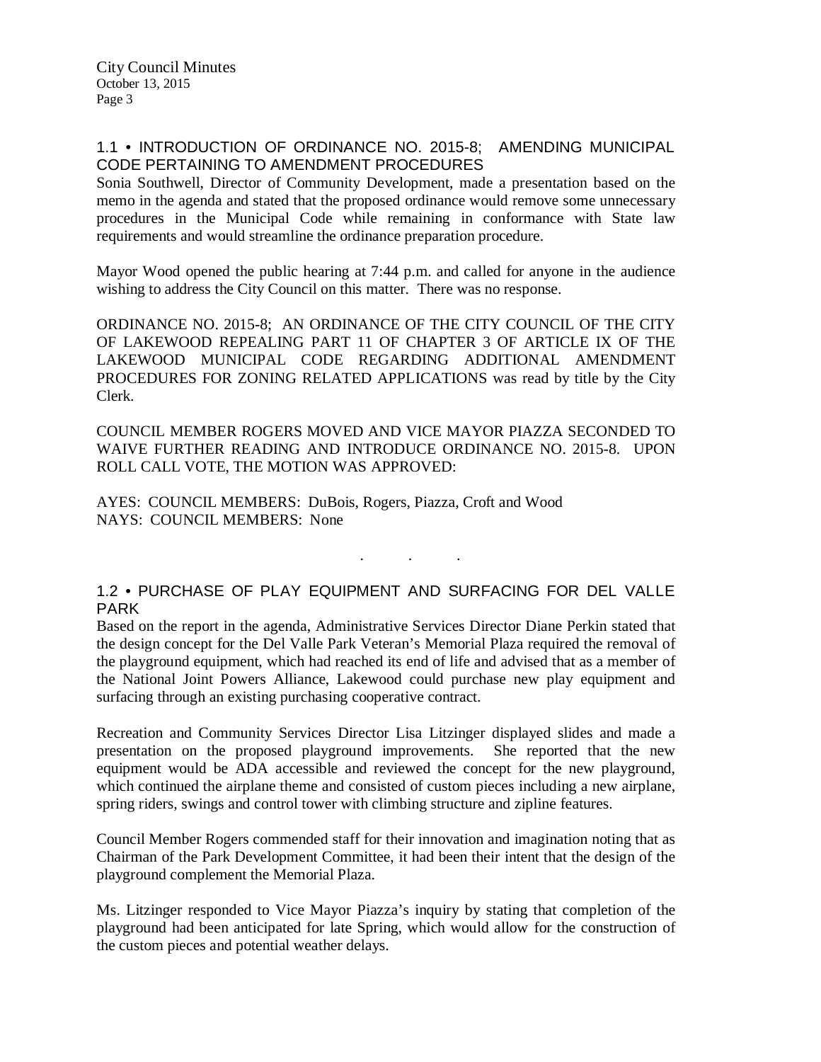## 1.1 • INTRODUCTION OF ORDINANCE NO. 2015-8; AMENDING MUNICIPAL CODE PERTAINING TO AMENDMENT PROCEDURES

Sonia Southwell, Director of Community Development, made a presentation based on the memo in the agenda and stated that the proposed ordinance would remove some unnecessary procedures in the Municipal Code while remaining in conformance with State law requirements and would streamline the ordinance preparation procedure.

Mayor Wood opened the public hearing at 7:44 p.m. and called for anyone in the audience wishing to address the City Council on this matter. There was no response.

ORDINANCE NO. 2015-8; AN ORDINANCE OF THE CITY COUNCIL OF THE CITY OF LAKEWOOD REPEALING PART 11 OF CHAPTER 3 OF ARTICLE IX OF THE LAKEWOOD MUNICIPAL CODE REGARDING ADDITIONAL AMENDMENT PROCEDURES FOR ZONING RELATED APPLICATIONS was read by title by the City Clerk.

COUNCIL MEMBER ROGERS MOVED AND VICE MAYOR PIAZZA SECONDED TO WAIVE FURTHER READING AND INTRODUCE ORDINANCE NO. 2015-8. UPON ROLL CALL VOTE, THE MOTION WAS APPROVED:

AYES: COUNCIL MEMBERS: DuBois, Rogers, Piazza, Croft and Wood
NAYS: COUNCIL MEMBERS: None

. . .

## 1.2 • PURCHASE OF PLAY EQUIPMENT AND SURFACING FOR DEL VALLE PARK

Based on the report in the agenda, Administrative Services Director Diane Perkin stated that the design concept for the Del Valle Park Veteran's Memorial Plaza required the removal of the playground equipment, which had reached its end of life and advised that as a member of the National Joint Powers Alliance, Lakewood could purchase new play equipment and surfacing through an existing purchasing cooperative contract.

Recreation and Community Services Director Lisa Litzinger displayed slides and made a presentation on the proposed playground improvements. She reported that the new equipment would be ADA accessible and reviewed the concept for the new playground, which continued the airplane theme and consisted of custom pieces including a new airplane, spring riders, swings and control tower with climbing structure and zipline features.

Council Member Rogers commended staff for their innovation and imagination noting that as Chairman of the Park Development Committee, it had been their intent that the design of the playground complement the Memorial Plaza.

Ms. Litzinger responded to Vice Mayor Piazza's inquiry by stating that completion of the playground had been anticipated for late Spring, which would allow for the construction of the custom pieces and potential weather delays.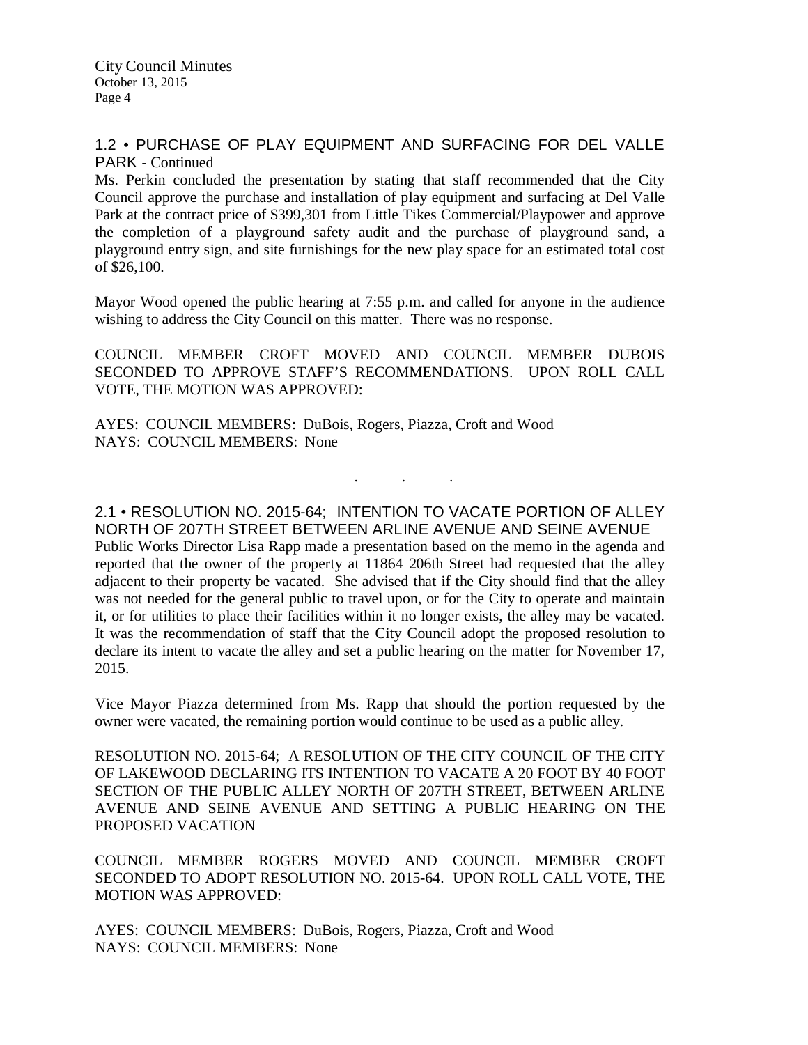## 1.2 • PURCHASE OF PLAY EQUIPMENT AND SURFACING FOR DEL VALLE PARK - Continued

Ms. Perkin concluded the presentation by stating that staff recommended that the City Council approve the purchase and installation of play equipment and surfacing at Del Valle Park at the contract price of $399,301 from Little Tikes Commercial/Playpower and approve the completion of a playground safety audit and the purchase of playground sand, a playground entry sign, and site furnishings for the new play space for an estimated total cost of $26,100.

Mayor Wood opened the public hearing at 7:55 p.m. and called for anyone in the audience wishing to address the City Council on this matter. There was no response.

COUNCIL MEMBER CROFT MOVED AND COUNCIL MEMBER DUBOIS SECONDED TO APPROVE STAFF'S RECOMMENDATIONS. UPON ROLL CALL VOTE, THE MOTION WAS APPROVED:

AYES: COUNCIL MEMBERS: DuBois, Rogers, Piazza, Croft and Wood
NAYS: COUNCIL MEMBERS: None

. . .

## 2.1 • RESOLUTION NO. 2015-64; INTENTION TO VACATE PORTION OF ALLEY NORTH OF 207TH STREET BETWEEN ARLINE AVENUE AND SEINE AVENUE

Public Works Director Lisa Rapp made a presentation based on the memo in the agenda and reported that the owner of the property at 11864 206th Street had requested that the alley adjacent to their property be vacated. She advised that if the City should find that the alley was not needed for the general public to travel upon, or for the City to operate and maintain it, or for utilities to place their facilities within it no longer exists, the alley may be vacated. It was the recommendation of staff that the City Council adopt the proposed resolution to declare its intent to vacate the alley and set a public hearing on the matter for November 17, 2015.

Vice Mayor Piazza determined from Ms. Rapp that should the portion requested by the owner were vacated, the remaining portion would continue to be used as a public alley.

RESOLUTION NO. 2015-64; A RESOLUTION OF THE CITY COUNCIL OF THE CITY OF LAKEWOOD DECLARING ITS INTENTION TO VACATE A 20 FOOT BY 40 FOOT SECTION OF THE PUBLIC ALLEY NORTH OF 207TH STREET, BETWEEN ARLINE AVENUE AND SEINE AVENUE AND SETTING A PUBLIC HEARING ON THE PROPOSED VACATION

COUNCIL MEMBER ROGERS MOVED AND COUNCIL MEMBER CROFT SECONDED TO ADOPT RESOLUTION NO. 2015-64. UPON ROLL CALL VOTE, THE MOTION WAS APPROVED:

AYES: COUNCIL MEMBERS: DuBois, Rogers, Piazza, Croft and Wood
NAYS: COUNCIL MEMBERS: None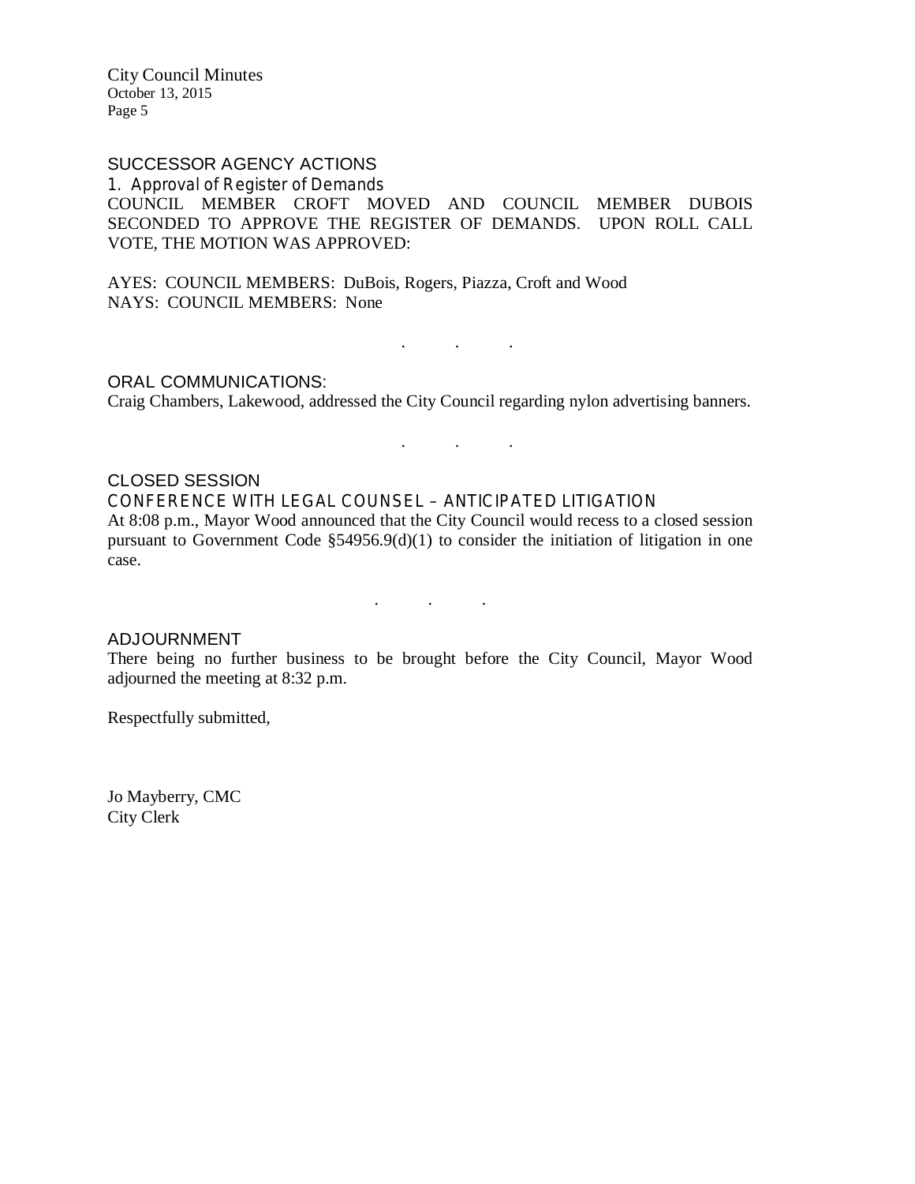## SUCCESSOR AGENCY ACTIONS

### 1. Approval of Register of Demands

COUNCIL MEMBER CROFT MOVED AND COUNCIL MEMBER DUBOIS SECONDED TO APPROVE THE REGISTER OF DEMANDS. UPON ROLL CALL VOTE, THE MOTION WAS APPROVED:

AYES: COUNCIL MEMBERS: DuBois, Rogers, Piazza, Croft and Wood
NAYS: COUNCIL MEMBERS: None

. . .

## ORAL COMMUNICATIONS:

Craig Chambers, Lakewood, addressed the City Council regarding nylon advertising banners.

. . .

## CLOSED SESSION

### CONFERENCE WITH LEGAL COUNSEL – ANTICIPATED LITIGATION

At 8:08 p.m., Mayor Wood announced that the City Council would recess to a closed session pursuant to Government Code §54956.9(d)(1) to consider the initiation of litigation in one case.

. . .

## ADJOURNMENT

There being no further business to be brought before the City Council, Mayor Wood adjourned the meeting at 8:32 p.m.

Respectfully submitted,

Jo Mayberry, CMC
City Clerk